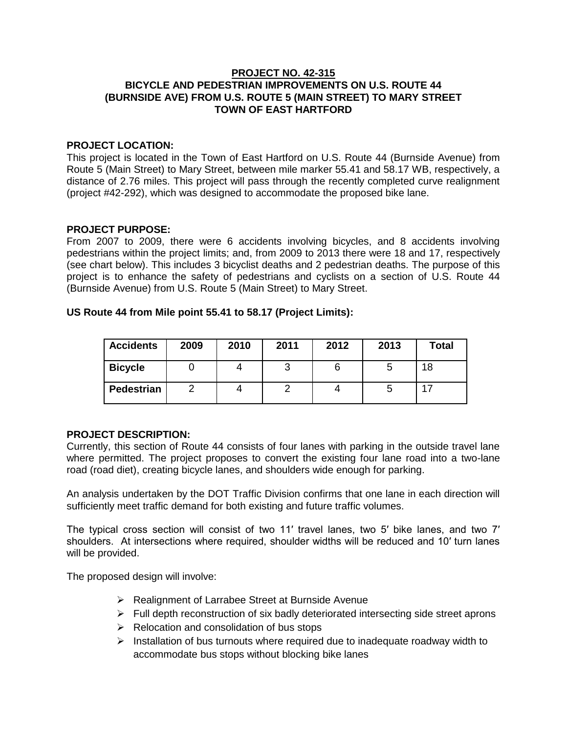# PROJECT NO. 42-315
# BICYCLE AND PEDESTRIAN IMPROVEMENTS ON U.S. ROUTE 44 (BURNSIDE AVE) FROM U.S. ROUTE 5 (MAIN STREET) TO MARY STREET
# TOWN OF EAST HARTFORD

**PROJECT LOCATION:**

This project is located in the Town of East Hartford on U.S. Route 44 (Burnside Avenue) from Route 5 (Main Street) to Mary Street, between mile marker 55.41 and 58.17 WB, respectively, a distance of 2.76 miles. This project will pass through the recently completed curve realignment (project #42-292), which was designed to accommodate the proposed bike lane.

**PROJECT PURPOSE:**

From 2007 to 2009, there were 6 accidents involving bicycles, and 8 accidents involving pedestrians within the project limits; and, from 2009 to 2013 there were 18 and 17, respectively (see chart below). This includes 3 bicyclist deaths and 2 pedestrian deaths. The purpose of this project is to enhance the safety of pedestrians and cyclists on a section of U.S. Route 44 (Burnside Avenue) from U.S. Route 5 (Main Street) to Mary Street.

**US Route 44 from Mile point 55.41 to 58.17 (Project Limits):**

| Accidents | 2009 | 2010 | 2011 | 2012 | 2013 | Total |
|---|---|---|---|---|---|---|
| Bicycle | 0 | 4 | 3 | 6 | 5 | 18 |
| Pedestrian | 2 | 4 | 2 | 4 | 5 | 17 |

**PROJECT DESCRIPTION:**

Currently, this section of Route 44 consists of four lanes with parking in the outside travel lane where permitted. The project proposes to convert the existing four lane road into a two-lane road (road diet), creating bicycle lanes, and shoulders wide enough for parking.

An analysis undertaken by the DOT Traffic Division confirms that one lane in each direction will sufficiently meet traffic demand for both existing and future traffic volumes.

The typical cross section will consist of two 11′ travel lanes, two 5′ bike lanes, and two 7′ shoulders. At intersections where required, shoulder widths will be reduced and 10′ turn lanes will be provided.

The proposed design will involve:

- Realignment of Larrabee Street at Burnside Avenue
- Full depth reconstruction of six badly deteriorated intersecting side street aprons
- Relocation and consolidation of bus stops
- Installation of bus turnouts where required due to inadequate roadway width to accommodate bus stops without blocking bike lanes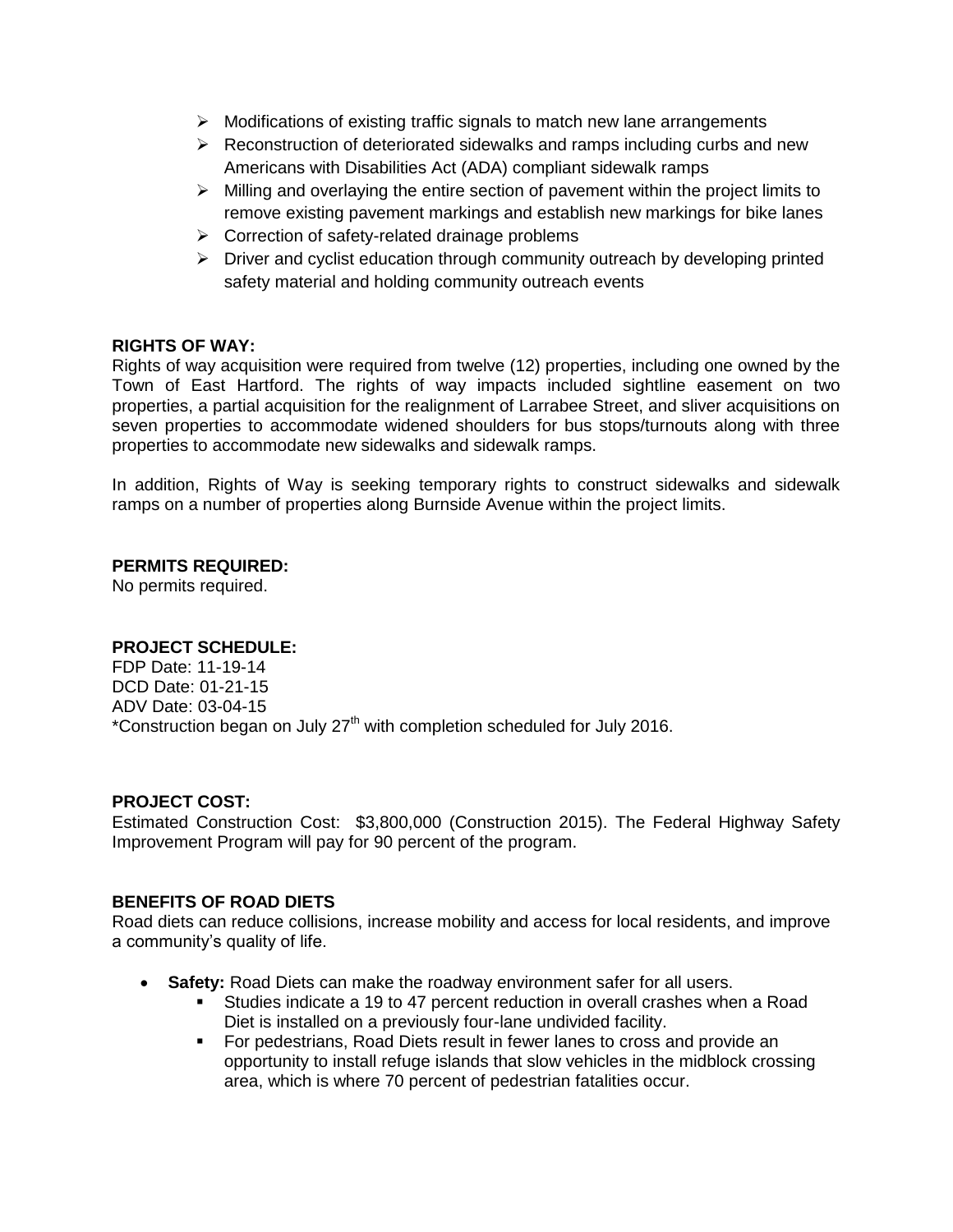- Modifications of existing traffic signals to match new lane arrangements
- Reconstruction of deteriorated sidewalks and ramps including curbs and new Americans with Disabilities Act (ADA) compliant sidewalk ramps
- Milling and overlaying the entire section of pavement within the project limits to remove existing pavement markings and establish new markings for bike lanes
- Correction of safety-related drainage problems
- Driver and cyclist education through community outreach by developing printed safety material and holding community outreach events

**RIGHTS OF WAY:**
Rights of way acquisition were required from twelve (12) properties, including one owned by the Town of East Hartford. The rights of way impacts included sightline easement on two properties, a partial acquisition for the realignment of Larrabee Street, and sliver acquisitions on seven properties to accommodate widened shoulders for bus stops/turnouts along with three properties to accommodate new sidewalks and sidewalk ramps.

In addition, Rights of Way is seeking temporary rights to construct sidewalks and sidewalk ramps on a number of properties along Burnside Avenue within the project limits.

**PERMITS REQUIRED:**
No permits required.

**PROJECT SCHEDULE:**
FDP Date: 11-19-14
DCD Date: 01-21-15
ADV Date: 03-04-15
*Construction began on July 27th with completion scheduled for July 2016.

**PROJECT COST:**
Estimated Construction Cost: $3,800,000 (Construction 2015). The Federal Highway Safety Improvement Program will pay for 90 percent of the program.

**BENEFITS OF ROAD DIETS**
Road diets can reduce collisions, increase mobility and access for local residents, and improve a community's quality of life.

- **Safety:** Road Diets can make the roadway environment safer for all users.
  - Studies indicate a 19 to 47 percent reduction in overall crashes when a Road Diet is installed on a previously four-lane undivided facility.
  - For pedestrians, Road Diets result in fewer lanes to cross and provide an opportunity to install refuge islands that slow vehicles in the midblock crossing area, which is where 70 percent of pedestrian fatalities occur.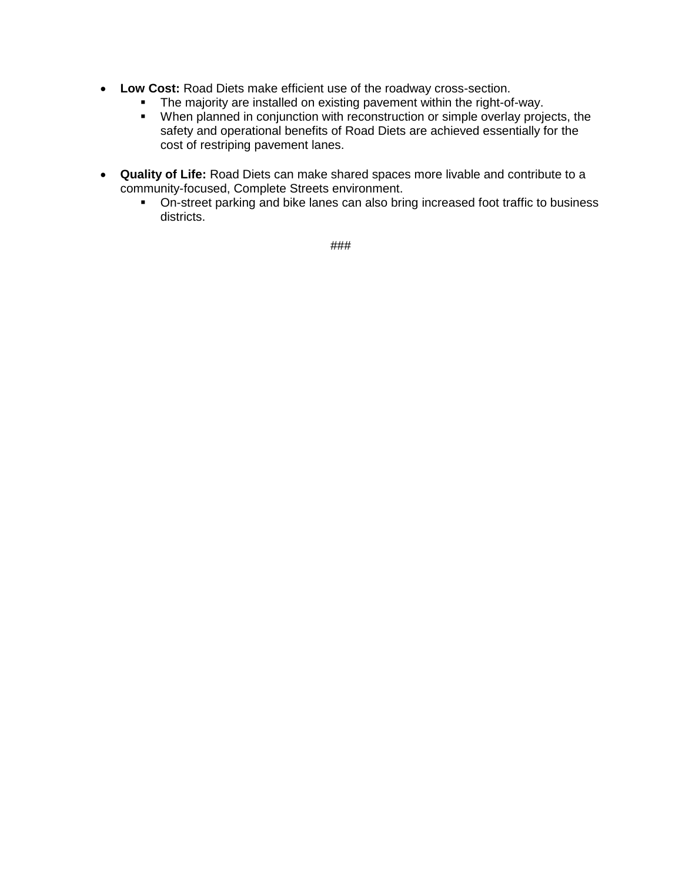- **Low Cost:** Road Diets make efficient use of the roadway cross-section.
  - The majority are installed on existing pavement within the right-of-way.
  - When planned in conjunction with reconstruction or simple overlay projects, the safety and operational benefits of Road Diets are achieved essentially for the cost of restriping pavement lanes.

- **Quality of Life:** Road Diets can make shared spaces more livable and contribute to a community-focused, Complete Streets environment.
  - On-street parking and bike lanes can also bring increased foot traffic to business districts.

###